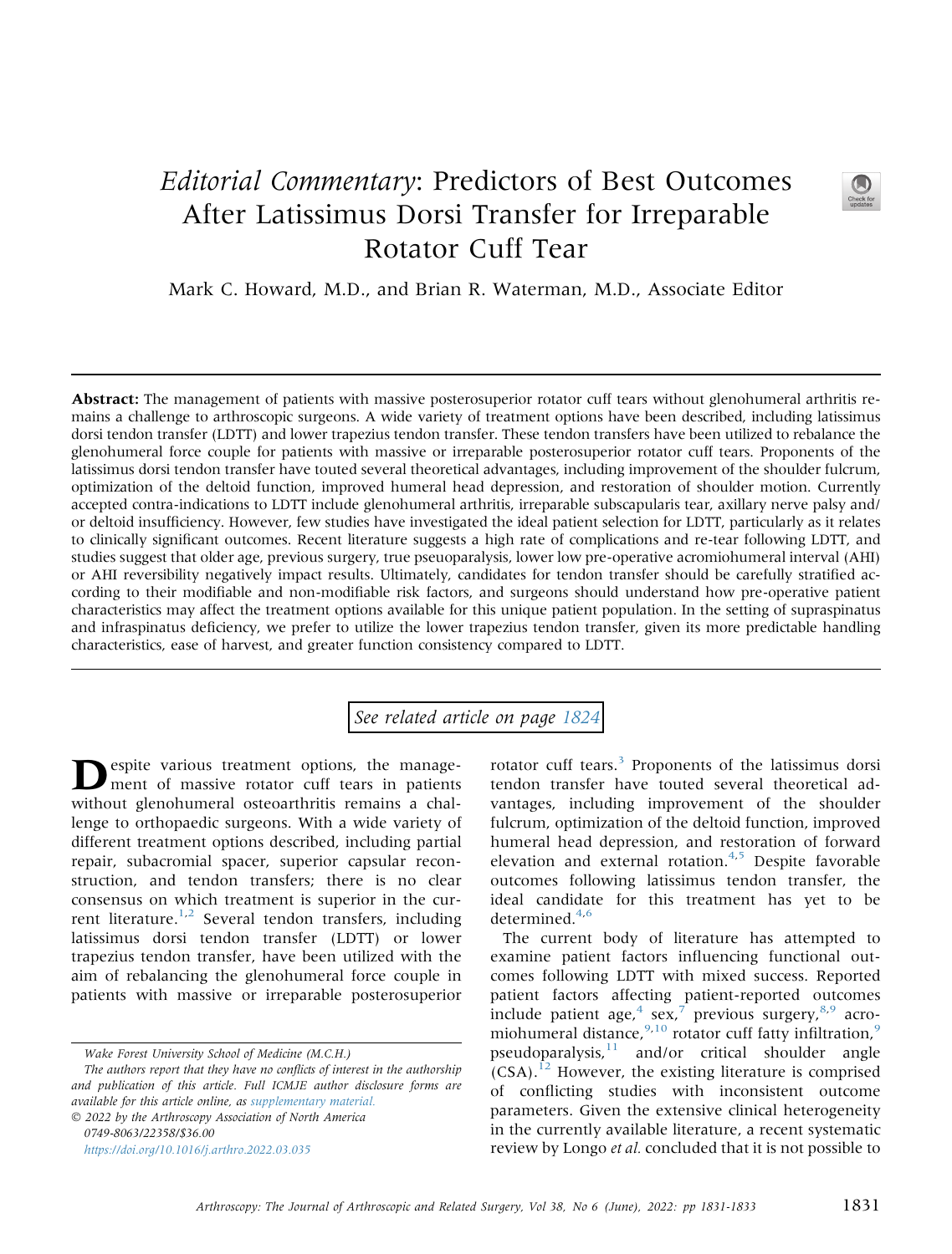# *Editorial Commentary*: Predictors of Best Outcomes After Latissimus Dorsi Transfer for Irreparable Rotator Cuff Tear

Mark C. Howard, M.D., and Brian R. Waterman, M.D., Associate Editor

**Abstract:** The management of patients with massive posterosuperior rotator cuff tears without glenohumeral arthritis remains a challenge to arthroscopic surgeons. A wide variety of treatment options have been described, including latissimus dorsi tendon transfer (LDTT) and lower trapezius tendon transfer. These tendon transfers have been utilized to rebalance the glenohumeral force couple for patients with massive or irreparable posterosuperior rotator cuff tears. Proponents of the latissimus dorsi tendon transfer have touted several theoretical advantages, including improvement of the shoulder fulcrum, optimization of the deltoid function, improved humeral head depression, and restoration of shoulder motion. Currently accepted contra-indications to LDTT include glenohumeral arthritis, irreparable subscapularis tear, axillary nerve palsy and/or deltoid insufficiency. However, few studies have investigated the ideal patient selection for LDTT, particularly as it relates to clinically significant outcomes. Recent literature suggests a high rate of complications and re-tear following LDTT, and studies suggest that older age, previous surgery, true pseudoparalysis, lower low pre-operative acromiohumeral interval (AHI) or AHI reversibility negatively impact results. Ultimately, candidates for tendon transfer should be carefully stratified according to their modifiable and non-modifiable risk factors, and surgeons should understand how pre-operative patient characteristics may affect the treatment options available for this unique patient population. In the setting of supraspinatus and infraspinatus deficiency, we prefer to utilize the lower trapezius tendon transfer, given its more predictable handling characteristics, ease of harvest, and greater function consistency compared to LDTT.

*See related article on page 1824*

Despite various treatment options, the management of massive rotator cuff tears in patients without glenohumeral osteoarthritis remains a challenge to orthopaedic surgeons. With a wide variety of different treatment options described, including partial repair, subacromial spacer, superior capsular reconstruction, and tendon transfers; there is no clear consensus on which treatment is superior in the current literature.[1,2] Several tendon transfers, including latissimus dorsi tendon transfer (LDTT) or lower trapezius tendon transfer, have been utilized with the aim of rebalancing the glenohumeral force couple in patients with massive or irreparable posterosuperior rotator cuff tears.[3] Proponents of the latissimus dorsi tendon transfer have touted several theoretical advantages, including improvement of the shoulder fulcrum, optimization of the deltoid function, improved humeral head depression, and restoration of forward elevation and external rotation.[4,5] Despite favorable outcomes following latissimus tendon transfer, the ideal candidate for this treatment has yet to be determined.[4,6]

The current body of literature has attempted to examine patient factors influencing functional outcomes following LDTT with mixed success. Reported patient factors affecting patient-reported outcomes include patient age,[4] sex,[7] previous surgery,[8,9] acromiohumeral distance,[9,10] rotator cuff fatty infiltration,[9] pseudoparalysis,[11] and/or critical shoulder angle (CSA).[12] However, the existing literature is comprised of conflicting studies with inconsistent outcome parameters. Given the extensive clinical heterogeneity in the currently available literature, a recent systematic review by Longo *et al.* concluded that it is not possible to

*Wake Forest University School of Medicine (M.C.H.)*

*The authors report that they have no conflicts of interest in the authorship and publication of this article. Full ICMJE author disclosure forms are available for this article online, as supplementary material.*

© 2022 by the Arthroscopy Association of North America

0749-8063/22358/$36.00

https://doi.org/10.1016/j.arthro.2022.03.035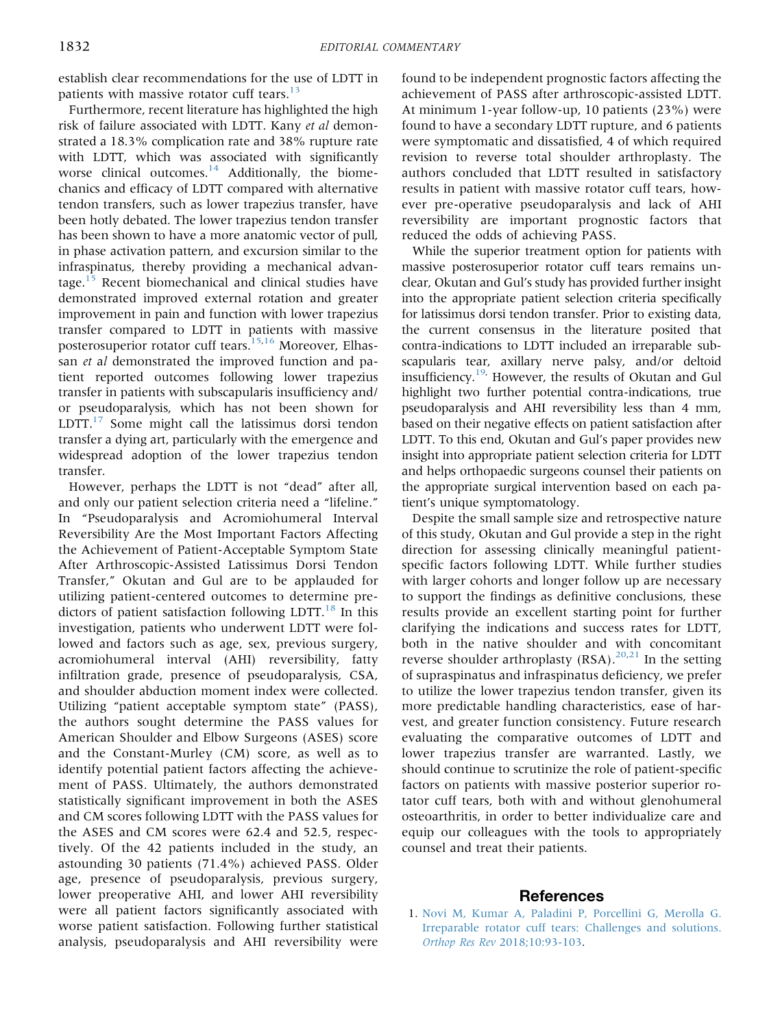establish clear recommendations for the use of LDTT in patients with massive rotator cuff tears.[13]

Furthermore, recent literature has highlighted the high risk of failure associated with LDTT. Kany *et al* demonstrated a 18.3% complication rate and 38% rupture rate with LDTT, which was associated with significantly worse clinical outcomes.[14] Additionally, the biomechanics and efficacy of LDTT compared with alternative tendon transfers, such as lower trapezius transfer, have been hotly debated. The lower trapezius tendon transfer has been shown to have a more anatomic vector of pull, in phase activation pattern, and excursion similar to the infraspinatus, thereby providing a mechanical advantage.[15] Recent biomechanical and clinical studies have demonstrated improved external rotation and greater improvement in pain and function with lower trapezius transfer compared to LDTT in patients with massive posterosuperior rotator cuff tears.[15,16] Moreover, Elhassan *et al* demonstrated the improved function and patient reported outcomes following lower trapezius transfer in patients with subscapularis insufficiency and/or pseudoparalysis, which has not been shown for LDTT.[17] Some might call the latissimus dorsi tendon transfer a dying art, particularly with the emergence and widespread adoption of the lower trapezius tendon transfer.

However, perhaps the LDTT is not "dead" after all, and only our patient selection criteria need a "lifeline." In "Pseudoparalysis and Acromiohumeral Interval Reversibility Are the Most Important Factors Affecting the Achievement of Patient-Acceptable Symptom State After Arthroscopic-Assisted Latissimus Dorsi Tendon Transfer," Okutan and Gul are to be applauded for utilizing patient-centered outcomes to determine predictors of patient satisfaction following LDTT.[18] In this investigation, patients who underwent LDTT were followed and factors such as age, sex, previous surgery, acromiohumeral interval (AHI) reversibility, fatty infiltration grade, presence of pseudoparalysis, CSA, and shoulder abduction moment index were collected. Utilizing "patient acceptable symptom state" (PASS), the authors sought determine the PASS values for American Shoulder and Elbow Surgeons (ASES) score and the Constant-Murley (CM) score, as well as to identify potential patient factors affecting the achievement of PASS. Ultimately, the authors demonstrated statistically significant improvement in both the ASES and CM scores following LDTT with the PASS values for the ASES and CM scores were 62.4 and 52.5, respectively. Of the 42 patients included in the study, an astounding 30 patients (71.4%) achieved PASS. Older age, presence of pseudoparalysis, previous surgery, lower preoperative AHI, and lower AHI reversibility were all patient factors significantly associated with worse patient satisfaction. Following further statistical analysis, pseudoparalysis and AHI reversibility were found to be independent prognostic factors affecting the achievement of PASS after arthroscopic-assisted LDTT. At minimum 1-year follow-up, 10 patients (23%) were found to have a secondary LDTT rupture, and 6 patients were symptomatic and dissatisfied, 4 of which required revision to reverse total shoulder arthroplasty. The authors concluded that LDTT resulted in satisfactory results in patient with massive rotator cuff tears, however pre-operative pseudoparalysis and lack of AHI reversibility are important prognostic factors that reduced the odds of achieving PASS.

While the superior treatment option for patients with massive posterosuperior rotator cuff tears remains unclear, Okutan and Gul's study has provided further insight into the appropriate patient selection criteria specifically for latissimus dorsi tendon transfer. Prior to existing data, the current consensus in the literature posited that contra-indications to LDTT included an irreparable subscapularis tear, axillary nerve palsy, and/or deltoid insufficiency.[19] However, the results of Okutan and Gul highlight two further potential contra-indications, true pseudoparalysis and AHI reversibility less than 4 mm, based on their negative effects on patient satisfaction after LDTT. To this end, Okutan and Gul's paper provides new insight into appropriate patient selection criteria for LDTT and helps orthopaedic surgeons counsel their patients on the appropriate surgical intervention based on each patient's unique symptomatology.

Despite the small sample size and retrospective nature of this study, Okutan and Gul provide a step in the right direction for assessing clinically meaningful patient-specific factors following LDTT. While further studies with larger cohorts and longer follow up are necessary to support the findings as definitive conclusions, these results provide an excellent starting point for further clarifying the indications and success rates for LDTT, both in the native shoulder and with concomitant reverse shoulder arthroplasty (RSA).[20,21] In the setting of supraspinatus and infraspinatus deficiency, we prefer to utilize the lower trapezius tendon transfer, given its more predictable handling characteristics, ease of harvest, and greater function consistency. Future research evaluating the comparative outcomes of LDTT and lower trapezius transfer are warranted. Lastly, we should continue to scrutinize the role of patient-specific factors on patients with massive posterior superior rotator cuff tears, both with and without glenohumeral osteoarthritis, in order to better individualize care and equip our colleagues with the tools to appropriately counsel and treat their patients.

## References

1. Novi M, Kumar A, Paladini P, Porcellini G, Merolla G. Irreparable rotator cuff tears: Challenges and solutions. *Orthop Res Rev* 2018;10:93-103.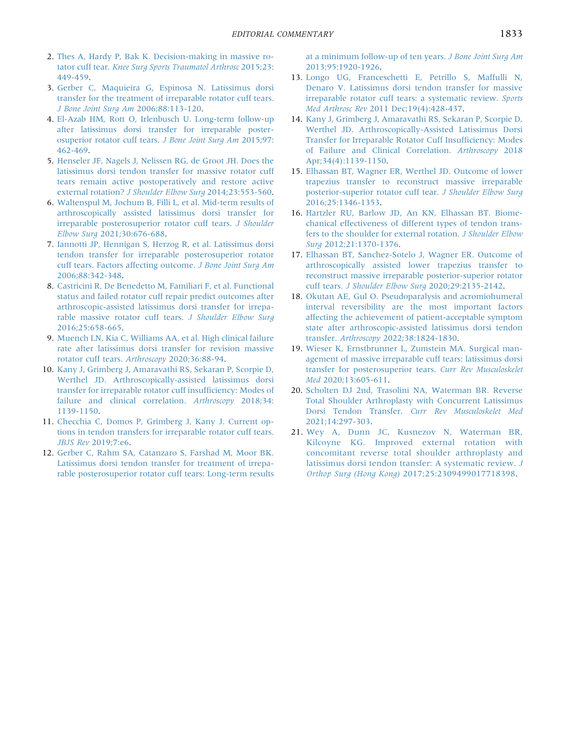2. Thes A, Hardy P, Bak K. Decision-making in massive rotator cuff tear. *Knee Surg Sports Traumatol Arthrosc* 2015;23:449-459.
3. Gerber C, Maquieira G, Espinosa N. Latissimus dorsi transfer for the treatment of irreparable rotator cuff tears. *J Bone Joint Surg Am* 2006;88:113-120.
4. El-Azab HM, Rott O, Irlenbusch U. Long-term follow-up after latissimus dorsi transfer for irreparable posterosuperior rotator cuff tears. *J Bone Joint Surg Am* 2015;97:462-469.
5. Henseler JF, Nagels J, Nelissen RG, de Groot JH. Does the latissimus dorsi tendon transfer for massive rotator cuff tears remain active postoperatively and restore active external rotation? *J Shoulder Elbow Surg* 2014;23:553-560.
6. Waltenspul M, Jochum B, Filli L, et al. Mid-term results of arthroscopically assisted latissimus dorsi transfer for irreparable posterosuperior rotator cuff tears. *J Shoulder Elbow Surg* 2021;30:676-688.
7. Iannotti JP, Hennigan S, Herzog R, et al. Latissimus dorsi tendon transfer for irreparable posterosuperior rotator cuff tears. Factors affecting outcome. *J Bone Joint Surg Am* 2006;88:342-348.
8. Castricini R, De Benedetto M, Familiari F, et al. Functional status and failed rotator cuff repair predict outcomes after arthroscopic-assisted latissimus dorsi transfer for irreparable massive rotator cuff tears. *J Shoulder Elbow Surg* 2016;25:658-665.
9. Muench LN, Kia C, Williams AA, et al. High clinical failure rate after latissimus dorsi transfer for revision massive rotator cuff tears. *Arthroscopy* 2020;36:88-94.
10. Kany J, Grimberg J, Amaravathi RS, Sekaran P, Scorpie D, Werthel JD. Arthroscopically-assisted latissimus dorsi transfer for irreparable rotator cuff insufficiency: Modes of failure and clinical correlation. *Arthroscopy* 2018;34:1139-1150.
11. Checchia C, Domos P, Grimberg J, Kany J. Current options in tendon transfers for irreparable rotator cuff tears. *JBJS Rev* 2019;7:e6.
12. Gerber C, Rahm SA, Catanzaro S, Farshad M, Moor BK. Latissimus dorsi tendon transfer for treatment of irreparable posterosuperior rotator cuff tears: Long-term results at a minimum follow-up of ten years. *J Bone Joint Surg Am* 2013;95:1920-1926.
13. Longo UG, Franceschetti E, Petrillo S, Maffulli N, Denaro V. Latissimus dorsi tendon transfer for massive irreparable rotator cuff tears: a systematic review. *Sports Med Arthrosc Rev* 2011 Dec;19(4):428-437.
14. Kany J, Grimberg J, Amaravathi RS, Sekaran P, Scorpie D, Werthel JD. Arthroscopically-Assisted Latissimus Dorsi Transfer for Irreparable Rotator Cuff Insufficiency: Modes of Failure and Clinical Correlation. *Arthroscopy* 2018 Apr;34(4):1139-1150.
15. Elhassan BT, Wagner ER, Werthel JD. Outcome of lower trapezius transfer to reconstruct massive irreparable posterior-superior rotator cuff tear. *J Shoulder Elbow Surg* 2016;25:1346-1353.
16. Hartzler RU, Barlow JD, An KN, Elhassan BT. Biomechanical effectiveness of different types of tendon transfers to the shoulder for external rotation. *J Shoulder Elbow Surg* 2012;21:1370-1376.
17. Elhassan BT, Sanchez-Sotelo J, Wagner ER. Outcome of arthroscopically assisted lower trapezius transfer to reconstruct massive irreparable posterior-superior rotator cuff tears. *J Shoulder Elbow Surg* 2020;29:2135-2142.
18. Okutan AE, Gul O. Pseudoparalysis and acromiohumeral interval reversibility are the most important factors affecting the achievement of patient-acceptable symptom state after arthroscopic-assisted latissimus dorsi tendon transfer. *Arthroscopy* 2022;38:1824-1830.
19. Wieser K, Ernstbrunner L, Zumstein MA. Surgical management of massive irreparable cuff tears: latissimus dorsi transfer for posterosuperior tears. *Curr Rev Musculoskelet Med* 2020;13:605-611.
20. Scholten DJ 2nd, Trasolini NA, Waterman BR. Reverse Total Shoulder Arthroplasty with Concurrent Latissimus Dorsi Tendon Transfer. *Curr Rev Musculoskelet Med* 2021;14:297-303.
21. Wey A, Dunn JC, Kusnezov N, Waterman BR, Kilcoyne KG. Improved external rotation with concomitant reverse total shoulder arthroplasty and latissimus dorsi tendon transfer: A systematic review. *J Orthop Surg (Hong Kong)* 2017;25:2309499017718398.